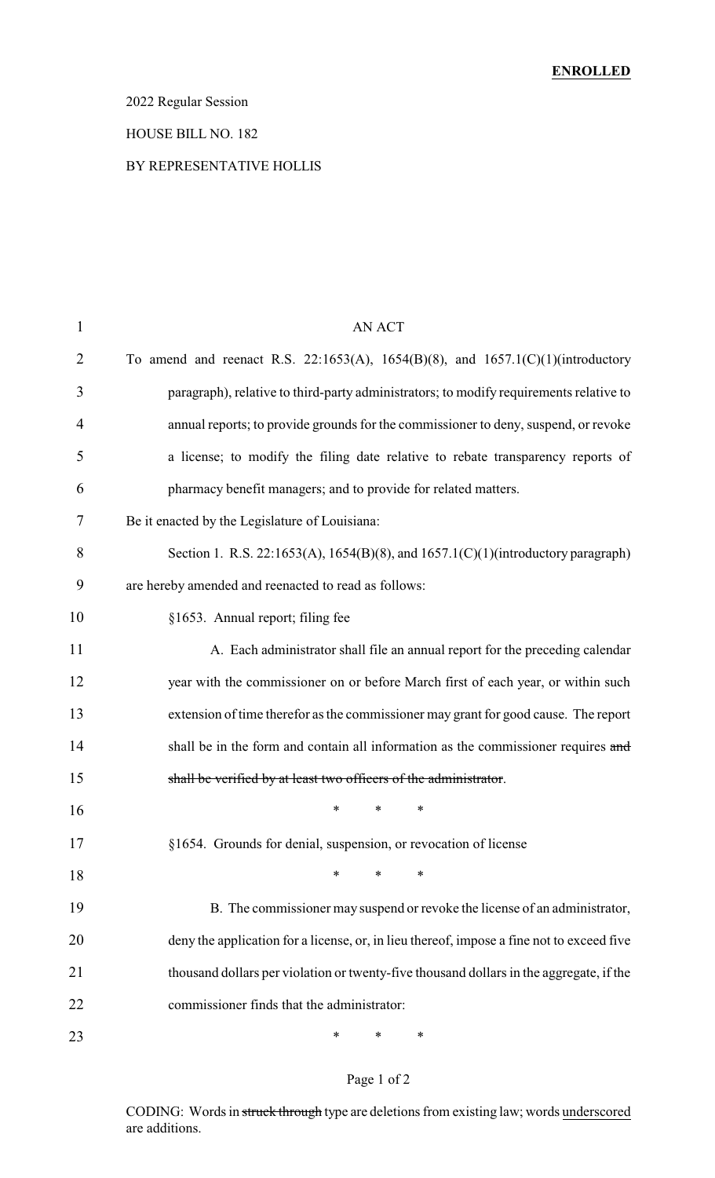**ENROLLED**

2022 Regular Session

HOUSE BILL NO. 182

BY REPRESENTATIVE HOLLIS

AN ACT

To amend and reenact R.S. 22:1653(A), 1654(B)(8), and 1657.1(C)(1)(introductory paragraph), relative to third-party administrators; to modify requirements relative to annual reports; to provide grounds for the commissioner to deny, suspend, or revoke a license; to modify the filing date relative to rebate transparency reports of pharmacy benefit managers; and to provide for related matters.

Be it enacted by the Legislature of Louisiana:

Section 1. R.S. 22:1653(A), 1654(B)(8), and 1657.1(C)(1)(introductory paragraph) are hereby amended and reenacted to read as follows:

§1653. Annual report; filing fee

A. Each administrator shall file an annual report for the preceding calendar year with the commissioner on or before March first of each year, or within such extension of time therefor as the commissioner may grant for good cause. The report shall be in the form and contain all information as the commissioner requires ~~and shall be verified by at least two officers of the administrator~~.

\* \* \*

§1654. Grounds for denial, suspension, or revocation of license

\* \* \*

B. The commissioner may suspend or revoke the license of an administrator, deny the application for a license, or, in lieu thereof, impose a fine not to exceed five thousand dollars per violation or twenty-five thousand dollars in the aggregate, if the commissioner finds that the administrator:

\* \* \*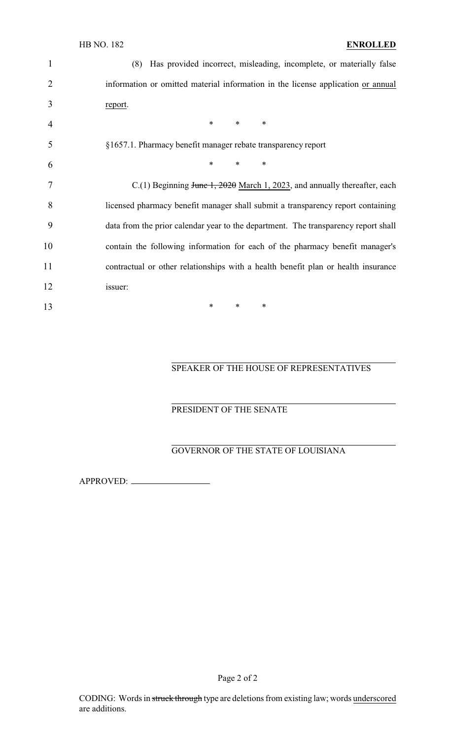(8) Has provided incorrect, misleading, incomplete, or materially false information or omitted material information in the license application <u>or annual report</u>.

\*　　\*　　\*

§1657.1. Pharmacy benefit manager rebate transparency report

\*　　\*　　\*

C.(1) Beginning ~~June 1, 2020~~ <u>March 1, 2023</u>, and annually thereafter, each licensed pharmacy benefit manager shall submit a transparency report containing data from the prior calendar year to the department. The transparency report shall contain the following information for each of the pharmacy benefit manager's contractual or other relationships with a health benefit plan or health insurance issuer:

\*　　\*　　\*

SPEAKER OF THE HOUSE OF REPRESENTATIVES

PRESIDENT OF THE SENATE

GOVERNOR OF THE STATE OF LOUISIANA

APPROVED: \_\_\_\_\_\_\_\_\_\_\_\_\_\_\_\_\_\_\_\_

CODING: Words in ~~struck through~~ type are deletions from existing law; words <u>underscored</u> are additions.